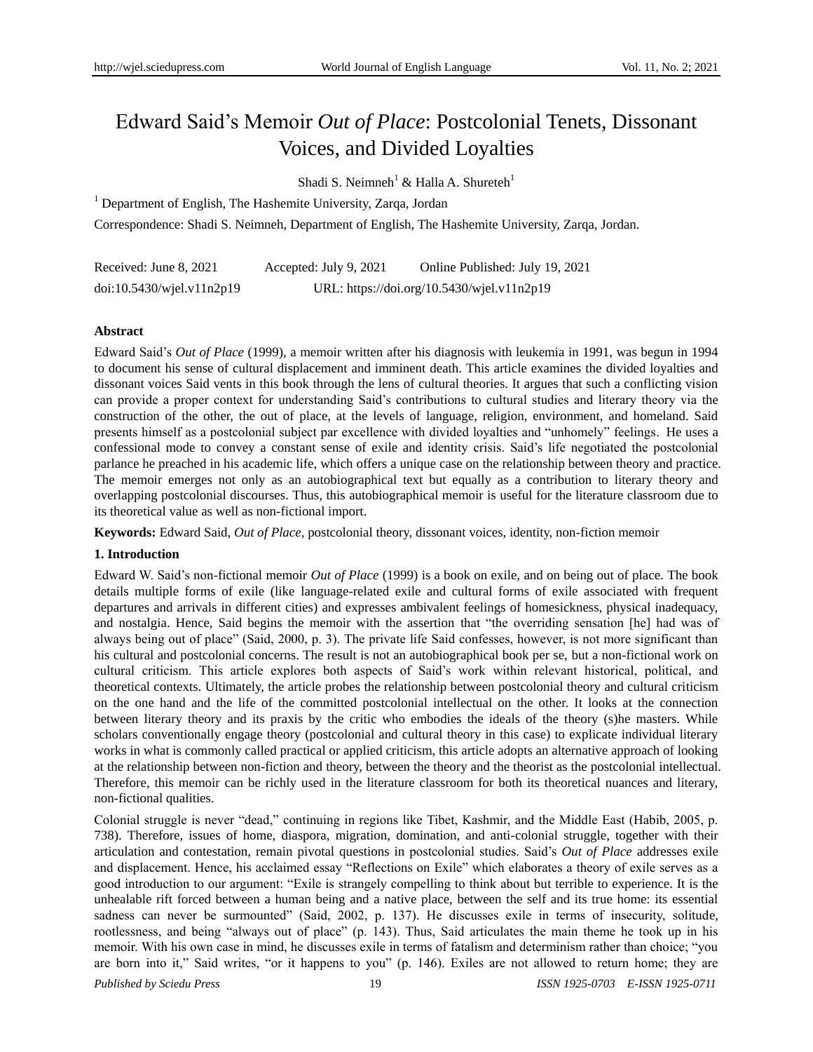# Edward Said's Memoir *Out of Place*: Postcolonial Tenets, Dissonant Voices, and Divided Loyalties

Shadi S. Neimneh[1] & Halla A. Shureteh[1]

[1] Department of English, The Hashemite University, Zarqa, Jordan

Correspondence: Shadi S. Neimneh, Department of English, The Hashemite University, Zarqa, Jordan.

Received: June 8, 2021 Accepted: July 9, 2021 Online Published: July 19, 2021

doi:10.5430/wjel.v11n2p19 URL: https://doi.org/10.5430/wjel.v11n2p19

**Abstract**

Edward Said's *Out of Place* (1999), a memoir written after his diagnosis with leukemia in 1991, was begun in 1994 to document his sense of cultural displacement and imminent death. This article examines the divided loyalties and dissonant voices Said vents in this book through the lens of cultural theories. It argues that such a conflicting vision can provide a proper context for understanding Said's contributions to cultural studies and literary theory via the construction of the other, the out of place, at the levels of language, religion, environment, and homeland. Said presents himself as a postcolonial subject par excellence with divided loyalties and "unhomely" feelings. He uses a confessional mode to convey a constant sense of exile and identity crisis. Said's life negotiated the postcolonial parlance he preached in his academic life, which offers a unique case on the relationship between theory and practice. The memoir emerges not only as an autobiographical text but equally as a contribution to literary theory and overlapping postcolonial discourses. Thus, this autobiographical memoir is useful for the literature classroom due to its theoretical value as well as non-fictional import.

**Keywords:** Edward Said, *Out of Place*, postcolonial theory, dissonant voices, identity, non-fiction memoir

## 1. Introduction

Edward W. Said's non-fictional memoir *Out of Place* (1999) is a book on exile, and on being out of place. The book details multiple forms of exile (like language-related exile and cultural forms of exile associated with frequent departures and arrivals in different cities) and expresses ambivalent feelings of homesickness, physical inadequacy, and nostalgia. Hence, Said begins the memoir with the assertion that "the overriding sensation [he] had was of always being out of place" (Said, 2000, p. 3). The private life Said confesses, however, is not more significant than his cultural and postcolonial concerns. The result is not an autobiographical book per se, but a non-fictional work on cultural criticism. This article explores both aspects of Said's work within relevant historical, political, and theoretical contexts. Ultimately, the article probes the relationship between postcolonial theory and cultural criticism on the one hand and the life of the committed postcolonial intellectual on the other. It looks at the connection between literary theory and its praxis by the critic who embodies the ideals of the theory (s)he masters. While scholars conventionally engage theory (postcolonial and cultural theory in this case) to explicate individual literary works in what is commonly called practical or applied criticism, this article adopts an alternative approach of looking at the relationship between non-fiction and theory, between the theory and the theorist as the postcolonial intellectual. Therefore, this memoir can be richly used in the literature classroom for both its theoretical nuances and literary, non-fictional qualities.

Colonial struggle is never "dead," continuing in regions like Tibet, Kashmir, and the Middle East (Habib, 2005, p. 738). Therefore, issues of home, diaspora, migration, domination, and anti-colonial struggle, together with their articulation and contestation, remain pivotal questions in postcolonial studies. Said's *Out of Place* addresses exile and displacement. Hence, his acclaimed essay "Reflections on Exile" which elaborates a theory of exile serves as a good introduction to our argument: "Exile is strangely compelling to think about but terrible to experience. It is the unhealable rift forced between a human being and a native place, between the self and its true home: its essential sadness can never be surmounted" (Said, 2002, p. 137). He discusses exile in terms of insecurity, solitude, rootlessness, and being "always out of place" (p. 143). Thus, Said articulates the main theme he took up in his memoir. With his own case in mind, he discusses exile in terms of fatalism and determinism rather than choice; "you are born into it," Said writes, "or it happens to you" (p. 146). Exiles are not allowed to return home; they are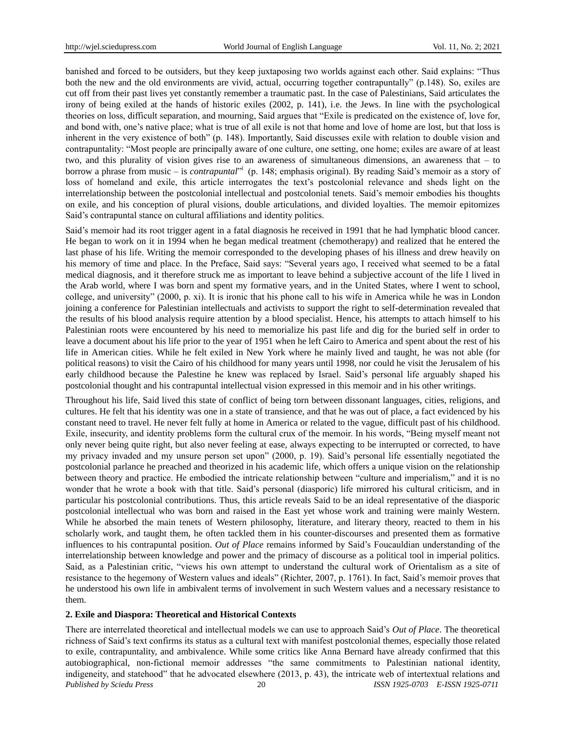banished and forced to be outsiders, but they keep juxtaposing two worlds against each other. Said explains: "Thus both the new and the old environments are vivid, actual, occurring together contrapuntally" (p.148). So, exiles are cut off from their past lives yet constantly remember a traumatic past. In the case of Palestinians, Said articulates the irony of being exiled at the hands of historic exiles (2002, p. 141), i.e. the Jews. In line with the psychological theories on loss, difficult separation, and mourning, Said argues that "Exile is predicated on the existence of, love for, and bond with, one's native place; what is true of all exile is not that home and love of home are lost, but that loss is inherent in the very existence of both" (p. 148). Importantly, Said discusses exile with relation to double vision and contrapuntality: "Most people are principally aware of one culture, one setting, one home; exiles are aware of at least two, and this plurality of vision gives rise to an awareness of simultaneous dimensions, an awareness that – to borrow a phrase from music – is *contrapuntal*"[i] (p. 148; emphasis original). By reading Said's memoir as a story of loss of homeland and exile, this article interrogates the text's postcolonial relevance and sheds light on the interrelationship between the postcolonial intellectual and postcolonial tenets. Said's memoir embodies his thoughts on exile, and his conception of plural visions, double articulations, and divided loyalties. The memoir epitomizes Said's contrapuntal stance on cultural affiliations and identity politics.

Said's memoir had its root trigger agent in a fatal diagnosis he received in 1991 that he had lymphatic blood cancer. He began to work on it in 1994 when he began medical treatment (chemotherapy) and realized that he entered the last phase of his life. Writing the memoir corresponded to the developing phases of his illness and drew heavily on his memory of time and place. In the Preface, Said says: "Several years ago, I received what seemed to be a fatal medical diagnosis, and it therefore struck me as important to leave behind a subjective account of the life I lived in the Arab world, where I was born and spent my formative years, and in the United States, where I went to school, college, and university" (2000, p. xi). It is ironic that his phone call to his wife in America while he was in London joining a conference for Palestinian intellectuals and activists to support the right to self-determination revealed that the results of his blood analysis require attention by a blood specialist. Hence, his attempts to attach himself to his Palestinian roots were encountered by his need to memorialize his past life and dig for the buried self in order to leave a document about his life prior to the year of 1951 when he left Cairo to America and spent about the rest of his life in American cities. While he felt exiled in New York where he mainly lived and taught, he was not able (for political reasons) to visit the Cairo of his childhood for many years until 1998, nor could he visit the Jerusalem of his early childhood because the Palestine he knew was replaced by Israel. Said's personal life arguably shaped his postcolonial thought and his contrapuntal intellectual vision expressed in this memoir and in his other writings.

Throughout his life, Said lived this state of conflict of being torn between dissonant languages, cities, religions, and cultures. He felt that his identity was one in a state of transience, and that he was out of place, a fact evidenced by his constant need to travel. He never felt fully at home in America or related to the vague, difficult past of his childhood. Exile, insecurity, and identity problems form the cultural crux of the memoir. In his words, "Being myself meant not only never being quite right, but also never feeling at ease, always expecting to be interrupted or corrected, to have my privacy invaded and my unsure person set upon" (2000, p. 19). Said's personal life essentially negotiated the postcolonial parlance he preached and theorized in his academic life, which offers a unique vision on the relationship between theory and practice. He embodied the intricate relationship between "culture and imperialism," and it is no wonder that he wrote a book with that title. Said's personal (diasporic) life mirrored his cultural criticism, and in particular his postcolonial contributions. Thus, this article reveals Said to be an ideal representative of the diasporic postcolonial intellectual who was born and raised in the East yet whose work and training were mainly Western. While he absorbed the main tenets of Western philosophy, literature, and literary theory, reacted to them in his scholarly work, and taught them, he often tackled them in his counter-discourses and presented them as formative influences to his contrapuntal position. *Out of Place* remains informed by Said's Foucauldian understanding of the interrelationship between knowledge and power and the primacy of discourse as a political tool in imperial politics. Said, as a Palestinian critic, "views his own attempt to understand the cultural work of Orientalism as a site of resistance to the hegemony of Western values and ideals" (Richter, 2007, p. 1761). In fact, Said's memoir proves that he understood his own life in ambivalent terms of involvement in such Western values and a necessary resistance to them.

## 2. Exile and Diaspora: Theoretical and Historical Contexts

There are interrelated theoretical and intellectual models we can use to approach Said's *Out of Place*. The theoretical richness of Said's text confirms its status as a cultural text with manifest postcolonial themes, especially those related to exile, contrapuntality, and ambivalence. While some critics like Anna Bernard have already confirmed that this autobiographical, non-fictional memoir addresses "the same commitments to Palestinian national identity, indigeneity, and statehood" that he advocated elsewhere (2013, p. 43), the intricate web of intertextual relations and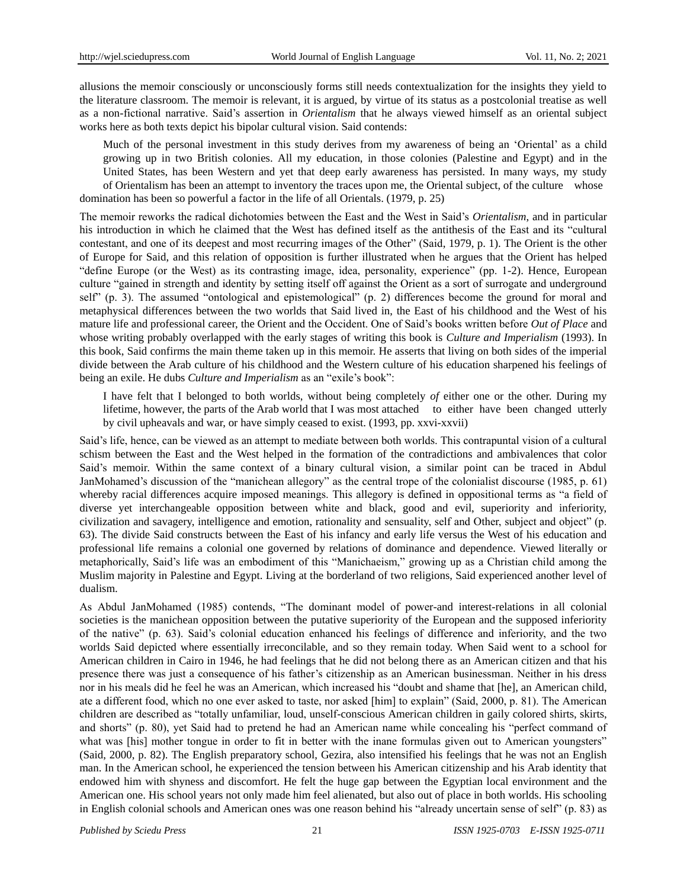allusions the memoir consciously or unconsciously forms still needs contextualization for the insights they yield to the literature classroom. The memoir is relevant, it is argued, by virtue of its status as a postcolonial treatise as well as a non-fictional narrative. Said's assertion in *Orientalism* that he always viewed himself as an oriental subject works here as both texts depict his bipolar cultural vision. Said contends:

> Much of the personal investment in this study derives from my awareness of being an 'Oriental' as a child growing up in two British colonies. All my education, in those colonies (Palestine and Egypt) and in the United States, has been Western and yet that deep early awareness has persisted. In many ways, my study of Orientalism has been an attempt to inventory the traces upon me, the Oriental subject, of the culture whose domination has been so powerful a factor in the life of all Orientals. (1979, p. 25)

The memoir reworks the radical dichotomies between the East and the West in Said's *Orientalism*, and in particular his introduction in which he claimed that the West has defined itself as the antithesis of the East and its "cultural contestant, and one of its deepest and most recurring images of the Other" (Said, 1979, p. 1). The Orient is the other of Europe for Said, and this relation of opposition is further illustrated when he argues that the Orient has helped "define Europe (or the West) as its contrasting image, idea, personality, experience" (pp. 1-2). Hence, European culture "gained in strength and identity by setting itself off against the Orient as a sort of surrogate and underground self" (p. 3). The assumed "ontological and epistemological" (p. 2) differences become the ground for moral and metaphysical differences between the two worlds that Said lived in, the East of his childhood and the West of his mature life and professional career, the Orient and the Occident. One of Said's books written before *Out of Place* and whose writing probably overlapped with the early stages of writing this book is *Culture and Imperialism* (1993). In this book, Said confirms the main theme taken up in this memoir. He asserts that living on both sides of the imperial divide between the Arab culture of his childhood and the Western culture of his education sharpened his feelings of being an exile. He dubs *Culture and Imperialism* as an "exile's book":

> I have felt that I belonged to both worlds, without being completely *of* either one or the other. During my lifetime, however, the parts of the Arab world that I was most attached to either have been changed utterly by civil upheavals and war, or have simply ceased to exist. (1993, pp. xxvi-xxvii)

Said's life, hence, can be viewed as an attempt to mediate between both worlds. This contrapuntal vision of a cultural schism between the East and the West helped in the formation of the contradictions and ambivalences that color Said's memoir. Within the same context of a binary cultural vision, a similar point can be traced in Abdul JanMohamed's discussion of the "manichean allegory" as the central trope of the colonialist discourse (1985, p. 61) whereby racial differences acquire imposed meanings. This allegory is defined in oppositional terms as "a field of diverse yet interchangeable opposition between white and black, good and evil, superiority and inferiority, civilization and savagery, intelligence and emotion, rationality and sensuality, self and Other, subject and object" (p. 63). The divide Said constructs between the East of his infancy and early life versus the West of his education and professional life remains a colonial one governed by relations of dominance and dependence. Viewed literally or metaphorically, Said's life was an embodiment of this "Manichaeism," growing up as a Christian child among the Muslim majority in Palestine and Egypt. Living at the borderland of two religions, Said experienced another level of dualism.

As Abdul JanMohamed (1985) contends, "The dominant model of power-and interest-relations in all colonial societies is the manichean opposition between the putative superiority of the European and the supposed inferiority of the native" (p. 63). Said's colonial education enhanced his feelings of difference and inferiority, and the two worlds Said depicted where essentially irreconcilable, and so they remain today. When Said went to a school for American children in Cairo in 1946, he had feelings that he did not belong there as an American citizen and that his presence there was just a consequence of his father's citizenship as an American businessman. Neither in his dress nor in his meals did he feel he was an American, which increased his "doubt and shame that [he], an American child, ate a different food, which no one ever asked to taste, nor asked [him] to explain" (Said, 2000, p. 81). The American children are described as "totally unfamiliar, loud, unself-conscious American children in gaily colored shirts, skirts, and shorts" (p. 80), yet Said had to pretend he had an American name while concealing his "perfect command of what was [his] mother tongue in order to fit in better with the inane formulas given out to American youngsters" (Said, 2000, p. 82). The English preparatory school, Gezira, also intensified his feelings that he was not an English man. In the American school, he experienced the tension between his American citizenship and his Arab identity that endowed him with shyness and discomfort. He felt the huge gap between the Egyptian local environment and the American one. His school years not only made him feel alienated, but also out of place in both worlds. His schooling in English colonial schools and American ones was one reason behind his "already uncertain sense of self" (p. 83) as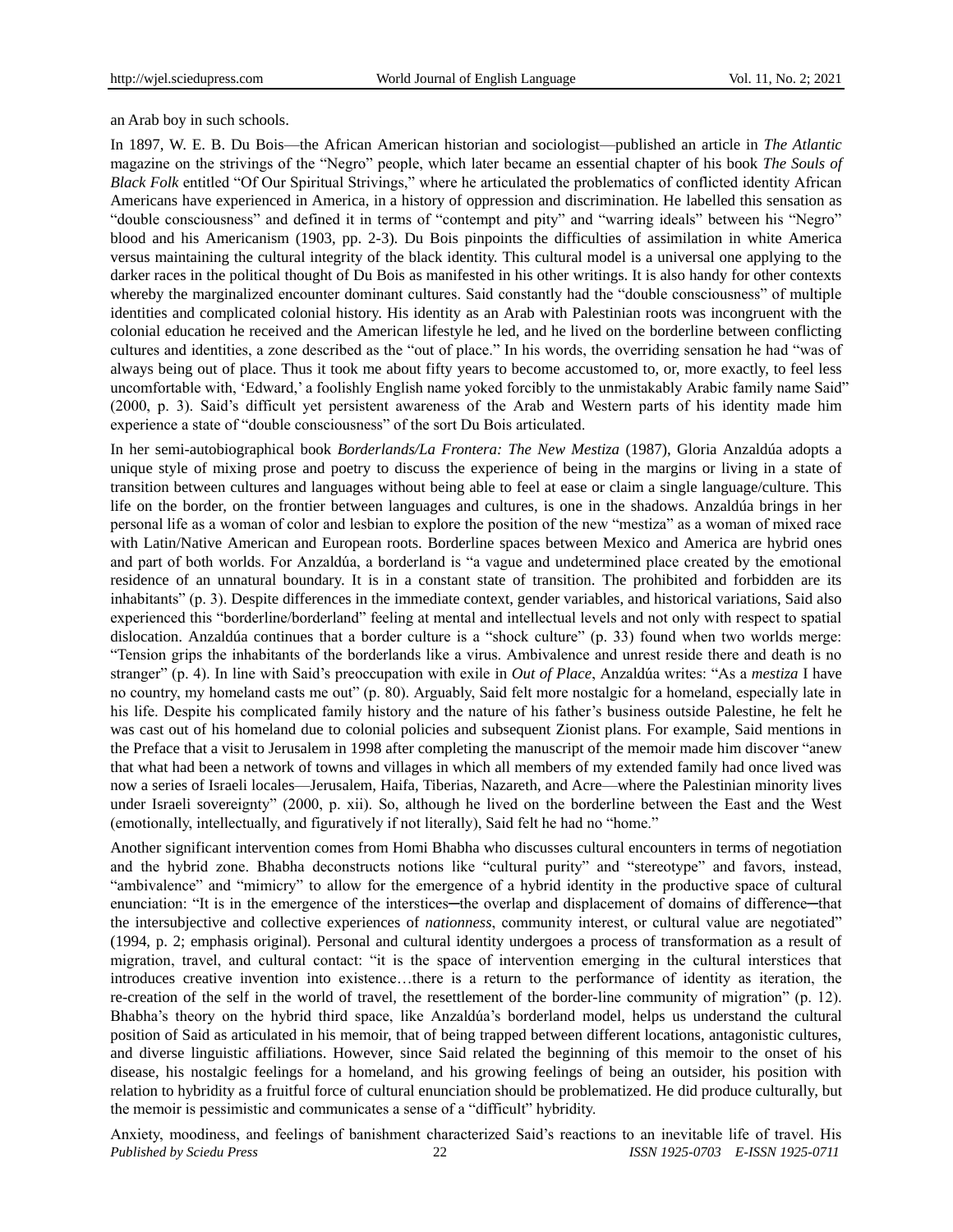an Arab boy in such schools.

In 1897, W. E. B. Du Bois—the African American historian and sociologist—published an article in *The Atlantic* magazine on the strivings of the "Negro" people, which later became an essential chapter of his book *The Souls of Black Folk* entitled "Of Our Spiritual Strivings," where he articulated the problematics of conflicted identity African Americans have experienced in America, in a history of oppression and discrimination. He labelled this sensation as "double consciousness" and defined it in terms of "contempt and pity" and "warring ideals" between his "Negro" blood and his Americanism (1903, pp. 2-3). Du Bois pinpoints the difficulties of assimilation in white America versus maintaining the cultural integrity of the black identity. This cultural model is a universal one applying to the darker races in the political thought of Du Bois as manifested in his other writings. It is also handy for other contexts whereby the marginalized encounter dominant cultures. Said constantly had the "double consciousness" of multiple identities and complicated colonial history. His identity as an Arab with Palestinian roots was incongruent with the colonial education he received and the American lifestyle he led, and he lived on the borderline between conflicting cultures and identities, a zone described as the "out of place." In his words, the overriding sensation he had "was of always being out of place. Thus it took me about fifty years to become accustomed to, or, more exactly, to feel less uncomfortable with, 'Edward,' a foolishly English name yoked forcibly to the unmistakably Arabic family name Said" (2000, p. 3). Said's difficult yet persistent awareness of the Arab and Western parts of his identity made him experience a state of "double consciousness" of the sort Du Bois articulated.

In her semi-autobiographical book *Borderlands/La Frontera: The New Mestiza* (1987), Gloria Anzaldúa adopts a unique style of mixing prose and poetry to discuss the experience of being in the margins or living in a state of transition between cultures and languages without being able to feel at ease or claim a single language/culture. This life on the border, on the frontier between languages and cultures, is one in the shadows. Anzaldúa brings in her personal life as a woman of color and lesbian to explore the position of the new "mestiza" as a woman of mixed race with Latin/Native American and European roots. Borderline spaces between Mexico and America are hybrid ones and part of both worlds. For Anzaldúa, a borderland is "a vague and undetermined place created by the emotional residence of an unnatural boundary. It is in a constant state of transition. The prohibited and forbidden are its inhabitants" (p. 3). Despite differences in the immediate context, gender variables, and historical variations, Said also experienced this "borderline/borderland" feeling at mental and intellectual levels and not only with respect to spatial dislocation. Anzaldúa continues that a border culture is a "shock culture" (p. 33) found when two worlds merge: "Tension grips the inhabitants of the borderlands like a virus. Ambivalence and unrest reside there and death is no stranger" (p. 4). In line with Said's preoccupation with exile in *Out of Place*, Anzaldúa writes: "As a *mestiza* I have no country, my homeland casts me out" (p. 80). Arguably, Said felt more nostalgic for a homeland, especially late in his life. Despite his complicated family history and the nature of his father's business outside Palestine, he felt he was cast out of his homeland due to colonial policies and subsequent Zionist plans. For example, Said mentions in the Preface that a visit to Jerusalem in 1998 after completing the manuscript of the memoir made him discover "anew that what had been a network of towns and villages in which all members of my extended family had once lived was now a series of Israeli locales—Jerusalem, Haifa, Tiberias, Nazareth, and Acre—where the Palestinian minority lives under Israeli sovereignty" (2000, p. xii). So, although he lived on the borderline between the East and the West (emotionally, intellectually, and figuratively if not literally), Said felt he had no "home."

Another significant intervention comes from Homi Bhabha who discusses cultural encounters in terms of negotiation and the hybrid zone. Bhabha deconstructs notions like "cultural purity" and "stereotype" and favors, instead, "ambivalence" and "mimicry" to allow for the emergence of a hybrid identity in the productive space of cultural enunciation: "It is in the emergence of the interstices—the overlap and displacement of domains of difference—that the intersubjective and collective experiences of *nationness*, community interest, or cultural value are negotiated" (1994, p. 2; emphasis original). Personal and cultural identity undergoes a process of transformation as a result of migration, travel, and cultural contact: "it is the space of intervention emerging in the cultural interstices that introduces creative invention into existence…there is a return to the performance of identity as iteration, the re-creation of the self in the world of travel, the resettlement of the border-line community of migration" (p. 12). Bhabha's theory on the hybrid third space, like Anzaldúa's borderland model, helps us understand the cultural position of Said as articulated in his memoir, that of being trapped between different locations, antagonistic cultures, and diverse linguistic affiliations. However, since Said related the beginning of this memoir to the onset of his disease, his nostalgic feelings for a homeland, and his growing feelings of being an outsider, his position with relation to hybridity as a fruitful force of cultural enunciation should be problematized. He did produce culturally, but the memoir is pessimistic and communicates a sense of a "difficult" hybridity.

Anxiety, moodiness, and feelings of banishment characterized Said's reactions to an inevitable life of travel. His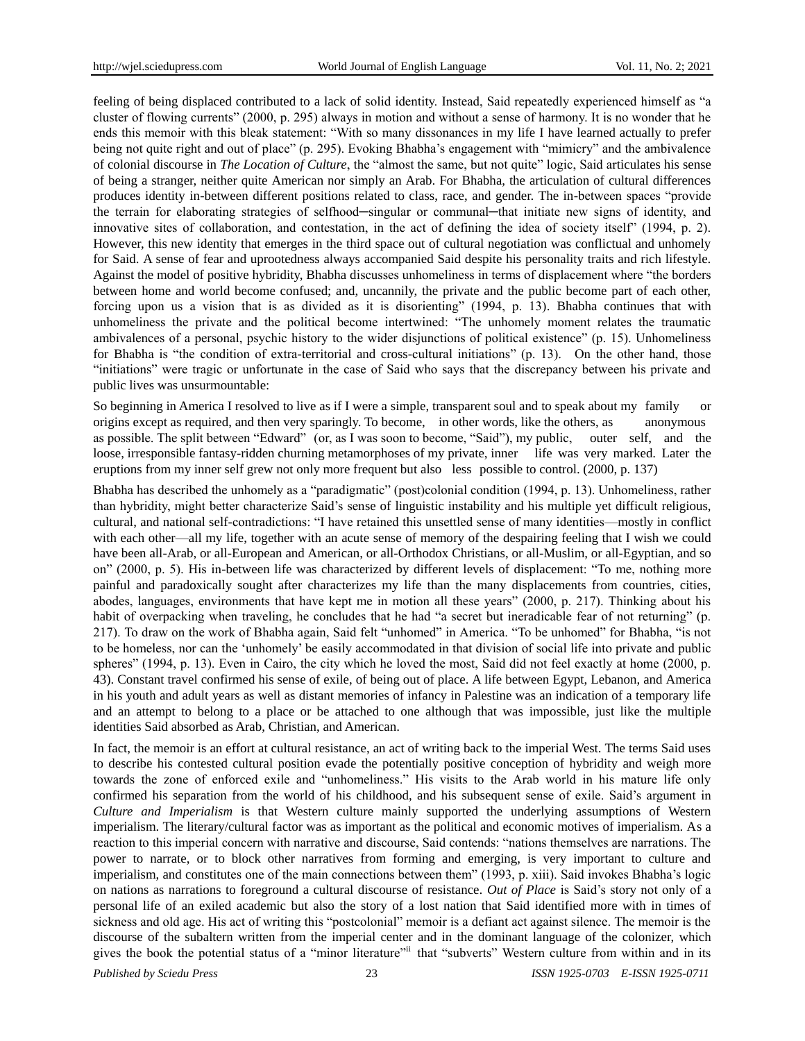feeling of being displaced contributed to a lack of solid identity. Instead, Said repeatedly experienced himself as "a cluster of flowing currents" (2000, p. 295) always in motion and without a sense of harmony. It is no wonder that he ends this memoir with this bleak statement: "With so many dissonances in my life I have learned actually to prefer being not quite right and out of place" (p. 295). Evoking Bhabha's engagement with "mimicry" and the ambivalence of colonial discourse in *The Location of Culture*, the "almost the same, but not quite" logic, Said articulates his sense of being a stranger, neither quite American nor simply an Arab. For Bhabha, the articulation of cultural differences produces identity in-between different positions related to class, race, and gender. The in-between spaces "provide the terrain for elaborating strategies of selfhood─singular or communal─that initiate new signs of identity, and innovative sites of collaboration, and contestation, in the act of defining the idea of society itself" (1994, p. 2). However, this new identity that emerges in the third space out of cultural negotiation was conflictual and unhomely for Said. A sense of fear and uprootedness always accompanied Said despite his personality traits and rich lifestyle. Against the model of positive hybridity, Bhabha discusses unhomeliness in terms of displacement where "the borders between home and world become confused; and, uncannily, the private and the public become part of each other, forcing upon us a vision that is as divided as it is disorienting" (1994, p. 13). Bhabha continues that with unhomeliness the private and the political become intertwined: "The unhomely moment relates the traumatic ambivalences of a personal, psychic history to the wider disjunctions of political existence" (p. 15). Unhomeliness for Bhabha is "the condition of extra-territorial and cross-cultural initiations" (p. 13). On the other hand, those "initiations" were tragic or unfortunate in the case of Said who says that the discrepancy between his private and public lives was unsurmountable:

So beginning in America I resolved to live as if I were a simple, transparent soul and to speak about my family or origins except as required, and then very sparingly. To become, in other words, like the others, as anonymous as possible. The split between "Edward" (or, as I was soon to become, "Said"), my public, outer self, and the loose, irresponsible fantasy-ridden churning metamorphoses of my private, inner life was very marked. Later the eruptions from my inner self grew not only more frequent but also less possible to control. (2000, p. 137)

Bhabha has described the unhomely as a "paradigmatic" (post)colonial condition (1994, p. 13). Unhomeliness, rather than hybridity, might better characterize Said's sense of linguistic instability and his multiple yet difficult religious, cultural, and national self-contradictions: "I have retained this unsettled sense of many identities—mostly in conflict with each other—all my life, together with an acute sense of memory of the despairing feeling that I wish we could have been all-Arab, or all-European and American, or all-Orthodox Christians, or all-Muslim, or all-Egyptian, and so on" (2000, p. 5). His in-between life was characterized by different levels of displacement: "To me, nothing more painful and paradoxically sought after characterizes my life than the many displacements from countries, cities, abodes, languages, environments that have kept me in motion all these years" (2000, p. 217). Thinking about his habit of overpacking when traveling, he concludes that he had "a secret but ineradicable fear of not returning" (p. 217). To draw on the work of Bhabha again, Said felt "unhomed" in America. "To be unhomed" for Bhabha, "is not to be homeless, nor can the 'unhomely' be easily accommodated in that division of social life into private and public spheres" (1994, p. 13). Even in Cairo, the city which he loved the most, Said did not feel exactly at home (2000, p. 43). Constant travel confirmed his sense of exile, of being out of place. A life between Egypt, Lebanon, and America in his youth and adult years as well as distant memories of infancy in Palestine was an indication of a temporary life and an attempt to belong to a place or be attached to one although that was impossible, just like the multiple identities Said absorbed as Arab, Christian, and American.

In fact, the memoir is an effort at cultural resistance, an act of writing back to the imperial West. The terms Said uses to describe his contested cultural position evade the potentially positive conception of hybridity and weigh more towards the zone of enforced exile and "unhomeliness." His visits to the Arab world in his mature life only confirmed his separation from the world of his childhood, and his subsequent sense of exile. Said's argument in *Culture and Imperialism* is that Western culture mainly supported the underlying assumptions of Western imperialism. The literary/cultural factor was as important as the political and economic motives of imperialism. As a reaction to this imperial concern with narrative and discourse, Said contends: "nations themselves are narrations. The power to narrate, or to block other narratives from forming and emerging, is very important to culture and imperialism, and constitutes one of the main connections between them" (1993, p. xiii). Said invokes Bhabha's logic on nations as narrations to foreground a cultural discourse of resistance. *Out of Place* is Said's story not only of a personal life of an exiled academic but also the story of a lost nation that Said identified more with in times of sickness and old age. His act of writing this "postcolonial" memoir is a defiant act against silence. The memoir is the discourse of the subaltern written from the imperial center and in the dominant language of the colonizer, which gives the book the potential status of a "minor literature"[ii] that "subverts" Western culture from within and in its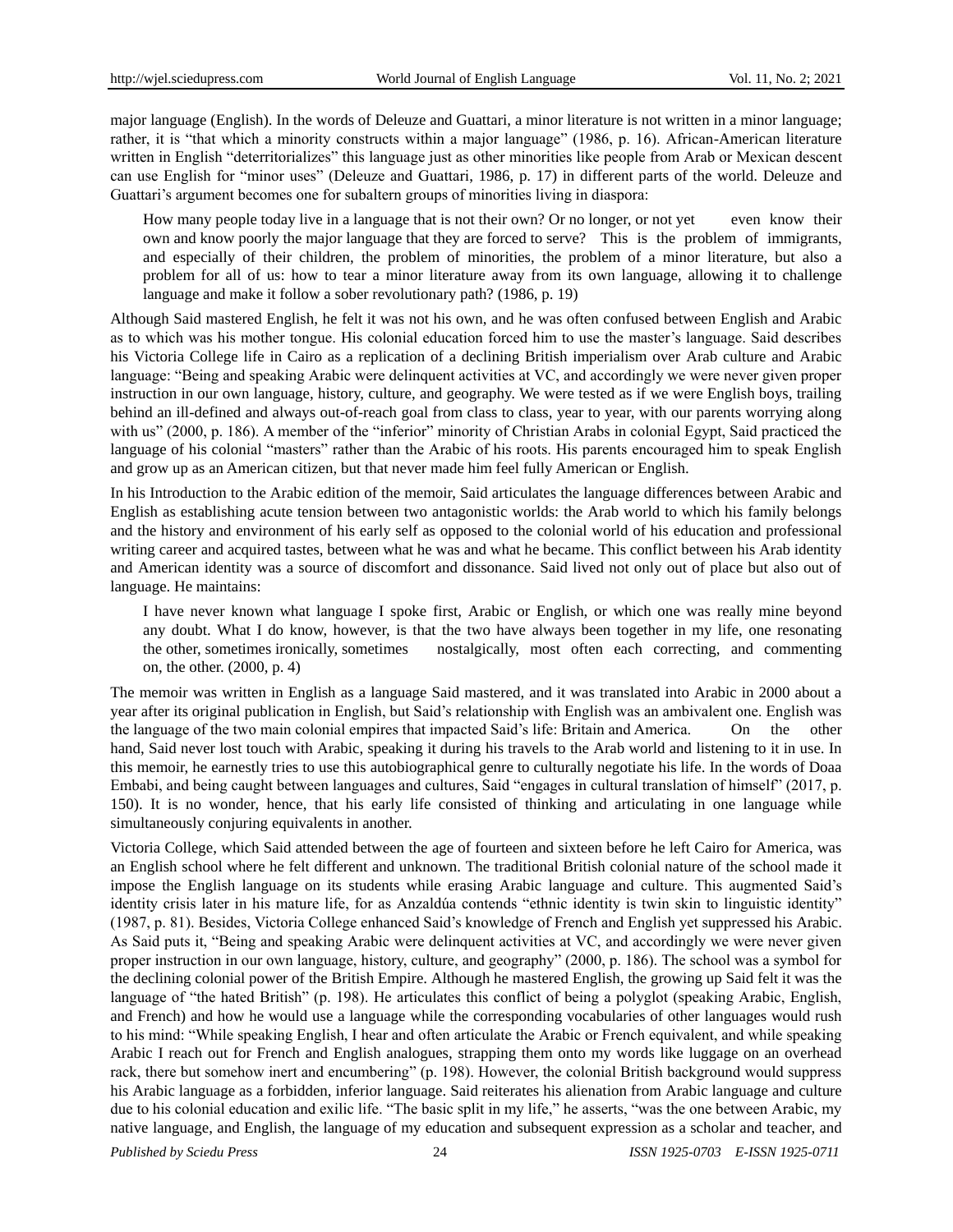major language (English). In the words of Deleuze and Guattari, a minor literature is not written in a minor language; rather, it is "that which a minority constructs within a major language" (1986, p. 16). African-American literature written in English "deterritorializes" this language just as other minorities like people from Arab or Mexican descent can use English for "minor uses" (Deleuze and Guattari, 1986, p. 17) in different parts of the world. Deleuze and Guattari's argument becomes one for subaltern groups of minorities living in diaspora:

> How many people today live in a language that is not their own? Or no longer, or not yet even know their own and know poorly the major language that they are forced to serve? This is the problem of immigrants, and especially of their children, the problem of minorities, the problem of a minor literature, but also a problem for all of us: how to tear a minor literature away from its own language, allowing it to challenge language and make it follow a sober revolutionary path? (1986, p. 19)

Although Said mastered English, he felt it was not his own, and he was often confused between English and Arabic as to which was his mother tongue. His colonial education forced him to use the master's language. Said describes his Victoria College life in Cairo as a replication of a declining British imperialism over Arab culture and Arabic language: "Being and speaking Arabic were delinquent activities at VC, and accordingly we were never given proper instruction in our own language, history, culture, and geography. We were tested as if we were English boys, trailing behind an ill-defined and always out-of-reach goal from class to class, year to year, with our parents worrying along with us" (2000, p. 186). A member of the "inferior" minority of Christian Arabs in colonial Egypt, Said practiced the language of his colonial "masters" rather than the Arabic of his roots. His parents encouraged him to speak English and grow up as an American citizen, but that never made him feel fully American or English.

In his Introduction to the Arabic edition of the memoir, Said articulates the language differences between Arabic and English as establishing acute tension between two antagonistic worlds: the Arab world to which his family belongs and the history and environment of his early self as opposed to the colonial world of his education and professional writing career and acquired tastes, between what he was and what he became. This conflict between his Arab identity and American identity was a source of discomfort and dissonance. Said lived not only out of place but also out of language. He maintains:

> I have never known what language I spoke first, Arabic or English, or which one was really mine beyond any doubt. What I do know, however, is that the two have always been together in my life, one resonating the other, sometimes ironically, sometimes nostalgically, most often each correcting, and commenting on, the other. (2000, p. 4)

The memoir was written in English as a language Said mastered, and it was translated into Arabic in 2000 about a year after its original publication in English, but Said's relationship with English was an ambivalent one. English was the language of the two main colonial empires that impacted Said's life: Britain and America. On the other hand, Said never lost touch with Arabic, speaking it during his travels to the Arab world and listening to it in use. In this memoir, he earnestly tries to use this autobiographical genre to culturally negotiate his life. In the words of Doaa Embabi, and being caught between languages and cultures, Said "engages in cultural translation of himself" (2017, p. 150). It is no wonder, hence, that his early life consisted of thinking and articulating in one language while simultaneously conjuring equivalents in another.

Victoria College, which Said attended between the age of fourteen and sixteen before he left Cairo for America, was an English school where he felt different and unknown. The traditional British colonial nature of the school made it impose the English language on its students while erasing Arabic language and culture. This augmented Said's identity crisis later in his mature life, for as Anzaldúa contends "ethnic identity is twin skin to linguistic identity" (1987, p. 81). Besides, Victoria College enhanced Said's knowledge of French and English yet suppressed his Arabic. As Said puts it, "Being and speaking Arabic were delinquent activities at VC, and accordingly we were never given proper instruction in our own language, history, culture, and geography" (2000, p. 186). The school was a symbol for the declining colonial power of the British Empire. Although he mastered English, the growing up Said felt it was the language of "the hated British" (p. 198). He articulates this conflict of being a polyglot (speaking Arabic, English, and French) and how he would use a language while the corresponding vocabularies of other languages would rush to his mind: "While speaking English, I hear and often articulate the Arabic or French equivalent, and while speaking Arabic I reach out for French and English analogues, strapping them onto my words like luggage on an overhead rack, there but somehow inert and encumbering" (p. 198). However, the colonial British background would suppress his Arabic language as a forbidden, inferior language. Said reiterates his alienation from Arabic language and culture due to his colonial education and exilic life. "The basic split in my life," he asserts, "was the one between Arabic, my native language, and English, the language of my education and subsequent expression as a scholar and teacher, and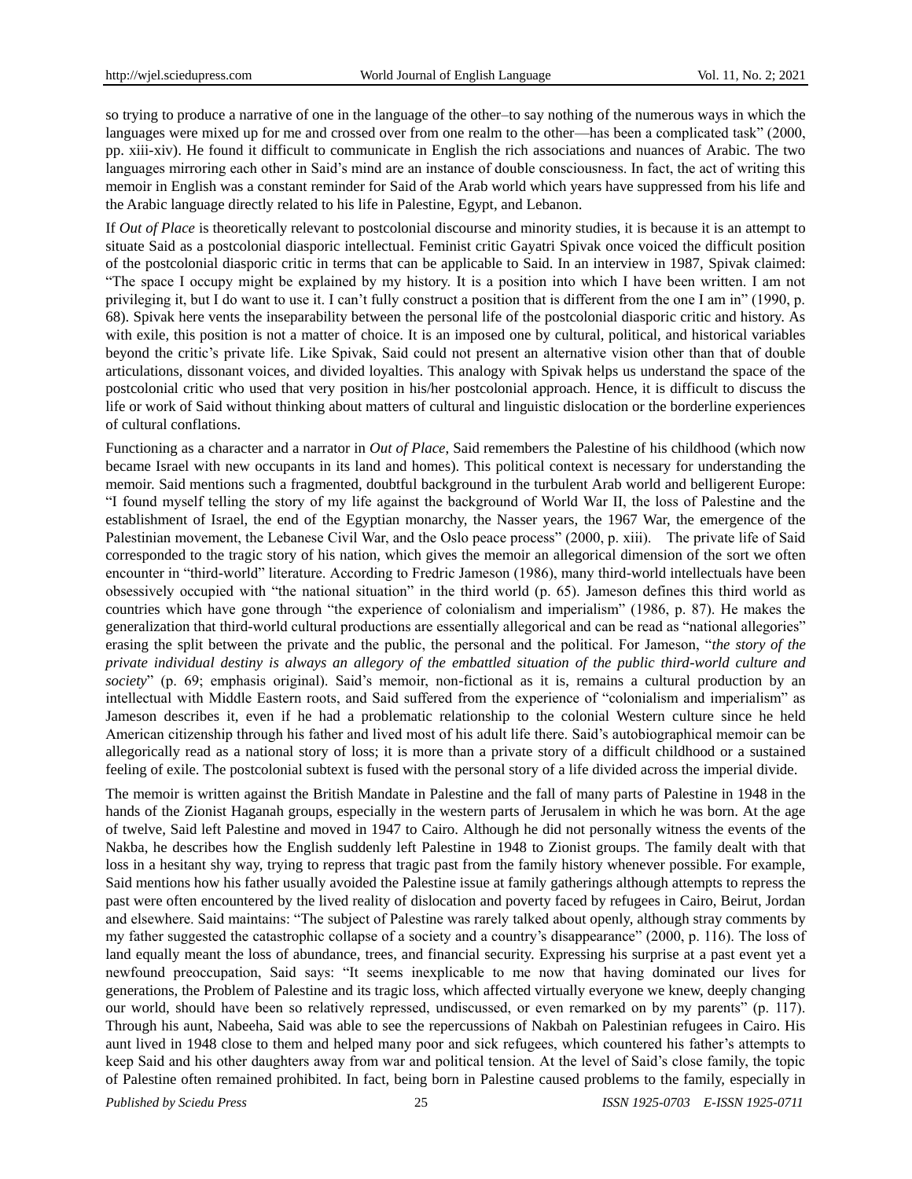so trying to produce a narrative of one in the language of the other–to say nothing of the numerous ways in which the languages were mixed up for me and crossed over from one realm to the other—has been a complicated task" (2000, pp. xiii-xiv). He found it difficult to communicate in English the rich associations and nuances of Arabic. The two languages mirroring each other in Said's mind are an instance of double consciousness. In fact, the act of writing this memoir in English was a constant reminder for Said of the Arab world which years have suppressed from his life and the Arabic language directly related to his life in Palestine, Egypt, and Lebanon.

If *Out of Place* is theoretically relevant to postcolonial discourse and minority studies, it is because it is an attempt to situate Said as a postcolonial diasporic intellectual. Feminist critic Gayatri Spivak once voiced the difficult position of the postcolonial diasporic critic in terms that can be applicable to Said. In an interview in 1987, Spivak claimed: "The space I occupy might be explained by my history. It is a position into which I have been written. I am not privileging it, but I do want to use it. I can't fully construct a position that is different from the one I am in" (1990, p. 68). Spivak here vents the inseparability between the personal life of the postcolonial diasporic critic and history. As with exile, this position is not a matter of choice. It is an imposed one by cultural, political, and historical variables beyond the critic's private life. Like Spivak, Said could not present an alternative vision other than that of double articulations, dissonant voices, and divided loyalties. This analogy with Spivak helps us understand the space of the postcolonial critic who used that very position in his/her postcolonial approach. Hence, it is difficult to discuss the life or work of Said without thinking about matters of cultural and linguistic dislocation or the borderline experiences of cultural conflations.

Functioning as a character and a narrator in *Out of Place,* Said remembers the Palestine of his childhood (which now became Israel with new occupants in its land and homes). This political context is necessary for understanding the memoir. Said mentions such a fragmented, doubtful background in the turbulent Arab world and belligerent Europe: "I found myself telling the story of my life against the background of World War II, the loss of Palestine and the establishment of Israel, the end of the Egyptian monarchy, the Nasser years, the 1967 War, the emergence of the Palestinian movement, the Lebanese Civil War, and the Oslo peace process" (2000, p. xiii). The private life of Said corresponded to the tragic story of his nation, which gives the memoir an allegorical dimension of the sort we often encounter in "third-world" literature. According to Fredric Jameson (1986), many third-world intellectuals have been obsessively occupied with "the national situation" in the third world (p. 65). Jameson defines this third world as countries which have gone through "the experience of colonialism and imperialism" (1986, p. 87). He makes the generalization that third-world cultural productions are essentially allegorical and can be read as "national allegories" erasing the split between the private and the public, the personal and the political. For Jameson, "*the story of the private individual destiny is always an allegory of the embattled situation of the public third-world culture and society*" (p. 69; emphasis original). Said's memoir, non-fictional as it is, remains a cultural production by an intellectual with Middle Eastern roots, and Said suffered from the experience of "colonialism and imperialism" as Jameson describes it, even if he had a problematic relationship to the colonial Western culture since he held American citizenship through his father and lived most of his adult life there. Said's autobiographical memoir can be allegorically read as a national story of loss; it is more than a private story of a difficult childhood or a sustained feeling of exile. The postcolonial subtext is fused with the personal story of a life divided across the imperial divide.

The memoir is written against the British Mandate in Palestine and the fall of many parts of Palestine in 1948 in the hands of the Zionist Haganah groups, especially in the western parts of Jerusalem in which he was born. At the age of twelve, Said left Palestine and moved in 1947 to Cairo. Although he did not personally witness the events of the Nakba, he describes how the English suddenly left Palestine in 1948 to Zionist groups. The family dealt with that loss in a hesitant shy way, trying to repress that tragic past from the family history whenever possible. For example, Said mentions how his father usually avoided the Palestine issue at family gatherings although attempts to repress the past were often encountered by the lived reality of dislocation and poverty faced by refugees in Cairo, Beirut, Jordan and elsewhere. Said maintains: "The subject of Palestine was rarely talked about openly, although stray comments by my father suggested the catastrophic collapse of a society and a country's disappearance" (2000, p. 116). The loss of land equally meant the loss of abundance, trees, and financial security. Expressing his surprise at a past event yet a newfound preoccupation, Said says: "It seems inexplicable to me now that having dominated our lives for generations, the Problem of Palestine and its tragic loss, which affected virtually everyone we knew, deeply changing our world, should have been so relatively repressed, undiscussed, or even remarked on by my parents" (p. 117). Through his aunt, Nabeeha, Said was able to see the repercussions of Nakbah on Palestinian refugees in Cairo. His aunt lived in 1948 close to them and helped many poor and sick refugees, which countered his father's attempts to keep Said and his other daughters away from war and political tension. At the level of Said's close family, the topic of Palestine often remained prohibited. In fact, being born in Palestine caused problems to the family, especially in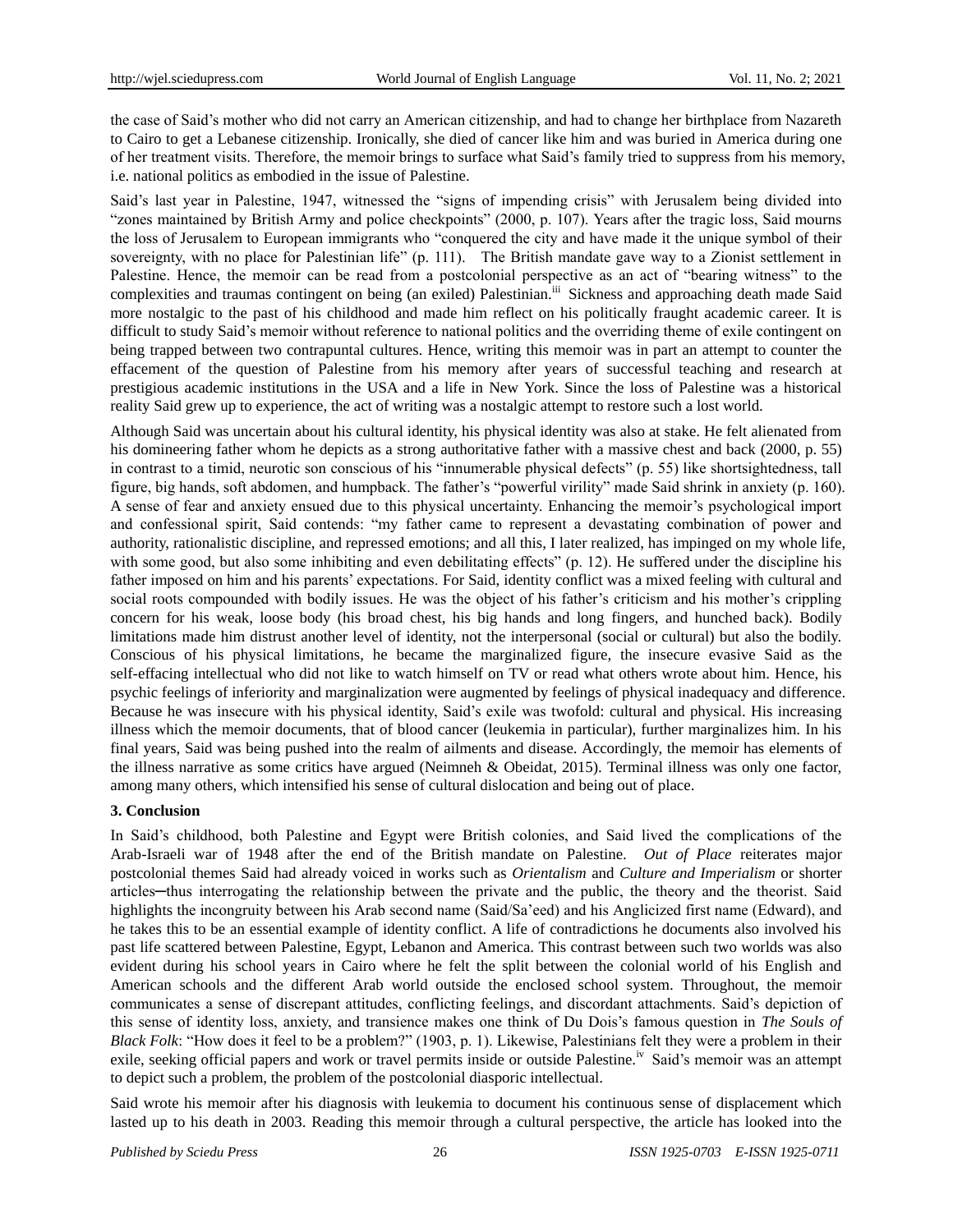the case of Said's mother who did not carry an American citizenship, and had to change her birthplace from Nazareth to Cairo to get a Lebanese citizenship. Ironically, she died of cancer like him and was buried in America during one of her treatment visits. Therefore, the memoir brings to surface what Said's family tried to suppress from his memory, i.e. national politics as embodied in the issue of Palestine.

Said's last year in Palestine, 1947, witnessed the "signs of impending crisis" with Jerusalem being divided into "zones maintained by British Army and police checkpoints" (2000, p. 107). Years after the tragic loss, Said mourns the loss of Jerusalem to European immigrants who "conquered the city and have made it the unique symbol of their sovereignty, with no place for Palestinian life" (p. 111). The British mandate gave way to a Zionist settlement in Palestine. Hence, the memoir can be read from a postcolonial perspective as an act of "bearing witness" to the complexities and traumas contingent on being (an exiled) Palestinian.[iii] Sickness and approaching death made Said more nostalgic to the past of his childhood and made him reflect on his politically fraught academic career. It is difficult to study Said's memoir without reference to national politics and the overriding theme of exile contingent on being trapped between two contrapuntal cultures. Hence, writing this memoir was in part an attempt to counter the effacement of the question of Palestine from his memory after years of successful teaching and research at prestigious academic institutions in the USA and a life in New York. Since the loss of Palestine was a historical reality Said grew up to experience, the act of writing was a nostalgic attempt to restore such a lost world.

Although Said was uncertain about his cultural identity, his physical identity was also at stake. He felt alienated from his domineering father whom he depicts as a strong authoritative father with a massive chest and back (2000, p. 55) in contrast to a timid, neurotic son conscious of his "innumerable physical defects" (p. 55) like shortsightedness, tall figure, big hands, soft abdomen, and humpback. The father's "powerful virility" made Said shrink in anxiety (p. 160). A sense of fear and anxiety ensued due to this physical uncertainty. Enhancing the memoir's psychological import and confessional spirit, Said contends: "my father came to represent a devastating combination of power and authority, rationalistic discipline, and repressed emotions; and all this, I later realized, has impinged on my whole life, with some good, but also some inhibiting and even debilitating effects" (p. 12). He suffered under the discipline his father imposed on him and his parents' expectations. For Said, identity conflict was a mixed feeling with cultural and social roots compounded with bodily issues. He was the object of his father's criticism and his mother's crippling concern for his weak, loose body (his broad chest, his big hands and long fingers, and hunched back). Bodily limitations made him distrust another level of identity, not the interpersonal (social or cultural) but also the bodily. Conscious of his physical limitations, he became the marginalized figure, the insecure evasive Said as the self-effacing intellectual who did not like to watch himself on TV or read what others wrote about him. Hence, his psychic feelings of inferiority and marginalization were augmented by feelings of physical inadequacy and difference. Because he was insecure with his physical identity, Said's exile was twofold: cultural and physical. His increasing illness which the memoir documents, that of blood cancer (leukemia in particular), further marginalizes him. In his final years, Said was being pushed into the realm of ailments and disease. Accordingly, the memoir has elements of the illness narrative as some critics have argued (Neimneh & Obeidat, 2015). Terminal illness was only one factor, among many others, which intensified his sense of cultural dislocation and being out of place.

## 3. Conclusion

In Said's childhood, both Palestine and Egypt were British colonies, and Said lived the complications of the Arab-Israeli war of 1948 after the end of the British mandate on Palestine. *Out of Place* reiterates major postcolonial themes Said had already voiced in works such as *Orientalism* and *Culture and Imperialism* or shorter articles─thus interrogating the relationship between the private and the public, the theory and the theorist. Said highlights the incongruity between his Arab second name (Said/Sa'eed) and his Anglicized first name (Edward), and he takes this to be an essential example of identity conflict. A life of contradictions he documents also involved his past life scattered between Palestine, Egypt, Lebanon and America. This contrast between such two worlds was also evident during his school years in Cairo where he felt the split between the colonial world of his English and American schools and the different Arab world outside the enclosed school system. Throughout, the memoir communicates a sense of discrepant attitudes, conflicting feelings, and discordant attachments. Said's depiction of this sense of identity loss, anxiety, and transience makes one think of Du Dois's famous question in *The Souls of Black Folk*: "How does it feel to be a problem?" (1903, p. 1). Likewise, Palestinians felt they were a problem in their exile, seeking official papers and work or travel permits inside or outside Palestine.[iv] Said's memoir was an attempt to depict such a problem, the problem of the postcolonial diasporic intellectual.

Said wrote his memoir after his diagnosis with leukemia to document his continuous sense of displacement which lasted up to his death in 2003. Reading this memoir through a cultural perspective, the article has looked into the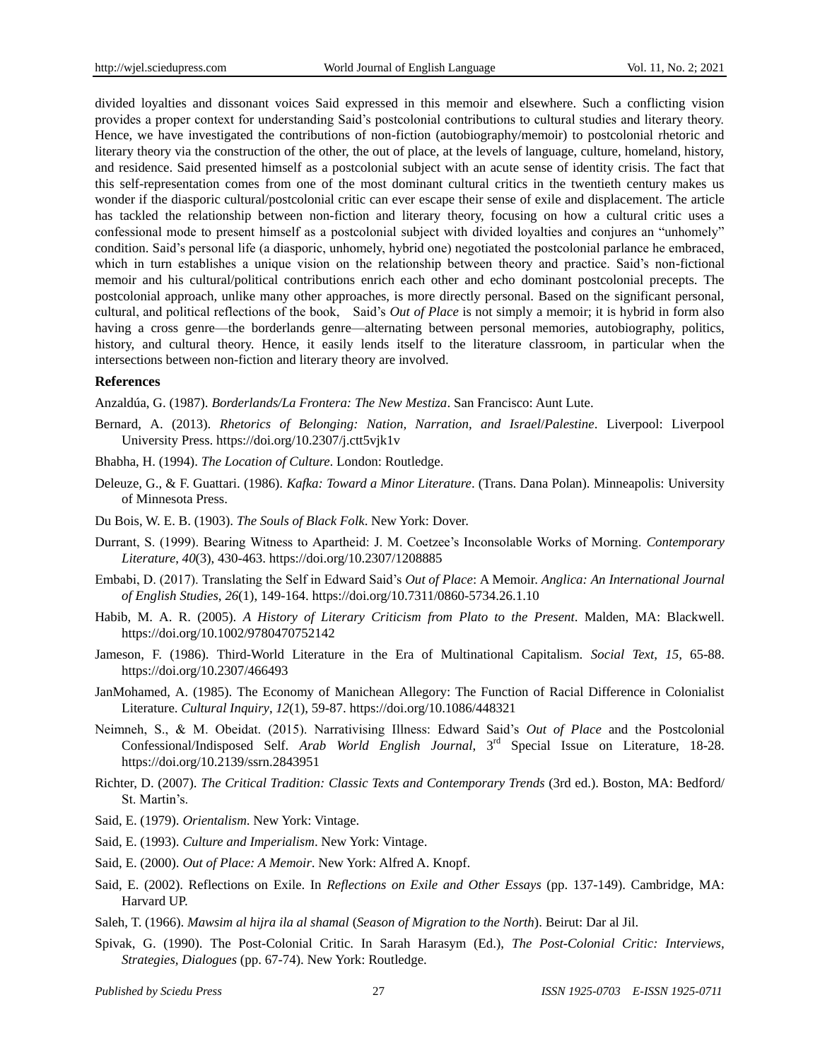divided loyalties and dissonant voices Said expressed in this memoir and elsewhere. Such a conflicting vision provides a proper context for understanding Said's postcolonial contributions to cultural studies and literary theory. Hence, we have investigated the contributions of non-fiction (autobiography/memoir) to postcolonial rhetoric and literary theory via the construction of the other, the out of place, at the levels of language, culture, homeland, history, and residence. Said presented himself as a postcolonial subject with an acute sense of identity crisis. The fact that this self-representation comes from one of the most dominant cultural critics in the twentieth century makes us wonder if the diasporic cultural/postcolonial critic can ever escape their sense of exile and displacement. The article has tackled the relationship between non-fiction and literary theory, focusing on how a cultural critic uses a confessional mode to present himself as a postcolonial subject with divided loyalties and conjures an "unhomely" condition. Said's personal life (a diasporic, unhomely, hybrid one) negotiated the postcolonial parlance he embraced, which in turn establishes a unique vision on the relationship between theory and practice. Said's non-fictional memoir and his cultural/political contributions enrich each other and echo dominant postcolonial precepts. The postcolonial approach, unlike many other approaches, is more directly personal. Based on the significant personal, cultural, and political reflections of the book, Said's *Out of Place* is not simply a memoir; it is hybrid in form also having a cross genre—the borderlands genre—alternating between personal memories, autobiography, politics, history, and cultural theory. Hence, it easily lends itself to the literature classroom, in particular when the intersections between non-fiction and literary theory are involved.

### References

Anzaldúa, G. (1987). *Borderlands/La Frontera: The New Mestiza*. San Francisco: Aunt Lute.

Bernard, A. (2013). *Rhetorics of Belonging: Nation, Narration, and Israel/Palestine*. Liverpool: Liverpool University Press. https://doi.org/10.2307/j.ctt5vjk1v

Bhabha, H. (1994). *The Location of Culture*. London: Routledge.

Deleuze, G., & F. Guattari. (1986). *Kafka: Toward a Minor Literature*. (Trans. Dana Polan). Minneapolis: University of Minnesota Press.

Du Bois, W. E. B. (1903). *The Souls of Black Folk*. New York: Dover.

Durrant, S. (1999). Bearing Witness to Apartheid: J. M. Coetzee's Inconsolable Works of Morning. *Contemporary Literature*, *40*(3), 430-463. https://doi.org/10.2307/1208885

Embabi, D. (2017). Translating the Self in Edward Said's *Out of Place*: A Memoir. *Anglica: An International Journal of English Studies*, *26*(1), 149-164. https://doi.org/10.7311/0860-5734.26.1.10

Habib, M. A. R. (2005). *A History of Literary Criticism from Plato to the Present*. Malden, MA: Blackwell. https://doi.org/10.1002/9780470752142

Jameson, F. (1986). Third-World Literature in the Era of Multinational Capitalism. *Social Text*, *15*, 65-88. https://doi.org/10.2307/466493

JanMohamed, A. (1985). The Economy of Manichean Allegory: The Function of Racial Difference in Colonialist Literature. *Cultural Inquiry*, *12*(1), 59-87. https://doi.org/10.1086/448321

Neimneh, S., & M. Obeidat. (2015). Narrativising Illness: Edward Said's *Out of Place* and the Postcolonial Confessional/Indisposed Self. *Arab World English Journal*, 3rd Special Issue on Literature, 18-28. https://doi.org/10.2139/ssrn.2843951

Richter, D. (2007). *The Critical Tradition: Classic Texts and Contemporary Trends* (3rd ed.). Boston, MA: Bedford/ St. Martin's.

Said, E. (1979). *Orientalism*. New York: Vintage.

Said, E. (1993). *Culture and Imperialism*. New York: Vintage.

Said, E. (2000). *Out of Place: A Memoir*. New York: Alfred A. Knopf.

Said, E. (2002). Reflections on Exile. In *Reflections on Exile and Other Essays* (pp. 137-149). Cambridge, MA: Harvard UP.

Saleh, T. (1966). *Mawsim al hijra ila al shamal* (*Season of Migration to the North*). Beirut: Dar al Jil.

Spivak, G. (1990). The Post-Colonial Critic. In Sarah Harasym (Ed.), *The Post-Colonial Critic: Interviews, Strategies, Dialogues* (pp. 67-74). New York: Routledge.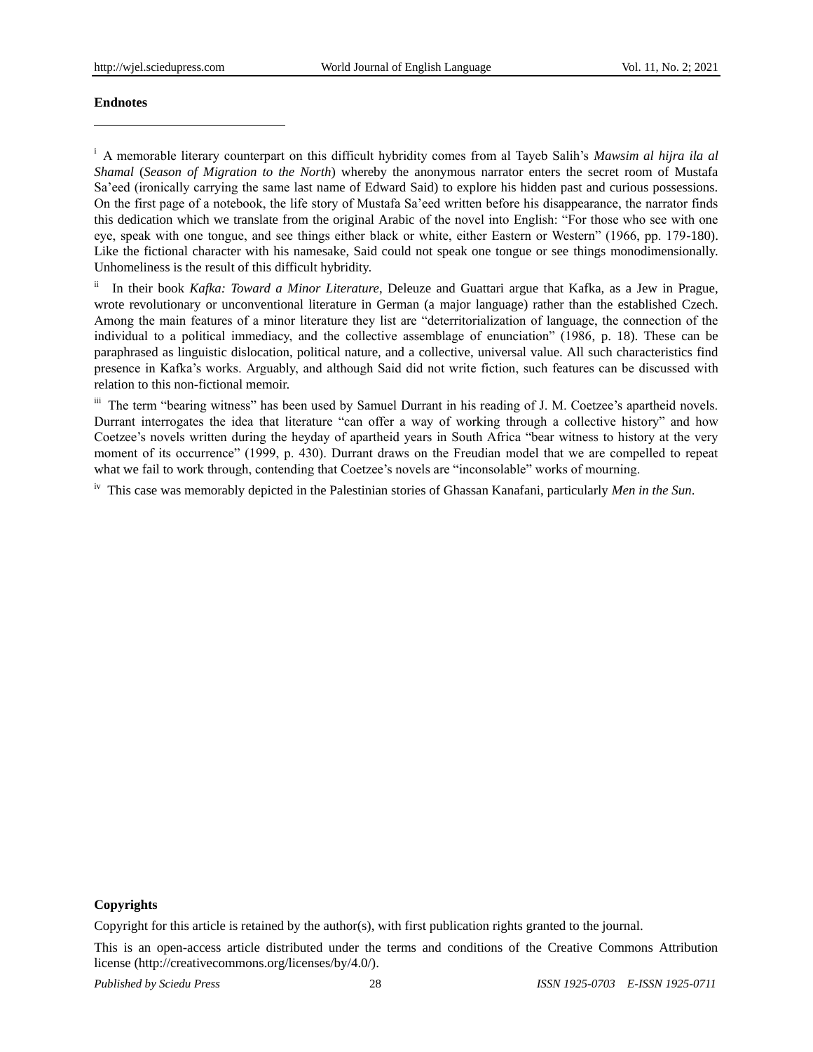**Endnotes**

---

[i] A memorable literary counterpart on this difficult hybridity comes from al Tayeb Salih's *Mawsim al hijra ila al Shamal* (*Season of Migration to the North*) whereby the anonymous narrator enters the secret room of Mustafa Sa'eed (ironically carrying the same last name of Edward Said) to explore his hidden past and curious possessions. On the first page of a notebook, the life story of Mustafa Sa'eed written before his disappearance, the narrator finds this dedication which we translate from the original Arabic of the novel into English: "For those who see with one eye, speak with one tongue, and see things either black or white, either Eastern or Western" (1966, pp. 179-180). Like the fictional character with his namesake, Said could not speak one tongue or see things monodimensionally. Unhomeliness is the result of this difficult hybridity.

[ii] In their book *Kafka: Toward a Minor Literature*, Deleuze and Guattari argue that Kafka, as a Jew in Prague, wrote revolutionary or unconventional literature in German (a major language) rather than the established Czech. Among the main features of a minor literature they list are "deterritorialization of language, the connection of the individual to a political immediacy, and the collective assemblage of enunciation" (1986, p. 18). These can be paraphrased as linguistic dislocation, political nature, and a collective, universal value. All such characteristics find presence in Kafka's works. Arguably, and although Said did not write fiction, such features can be discussed with relation to this non-fictional memoir.

[iii] The term "bearing witness" has been used by Samuel Durrant in his reading of J. M. Coetzee's apartheid novels. Durrant interrogates the idea that literature "can offer a way of working through a collective history" and how Coetzee's novels written during the heyday of apartheid years in South Africa "bear witness to history at the very moment of its occurrence" (1999, p. 430). Durrant draws on the Freudian model that we are compelled to repeat what we fail to work through, contending that Coetzee's novels are "inconsolable" works of mourning.

[iv] This case was memorably depicted in the Palestinian stories of Ghassan Kanafani, particularly *Men in the Sun*.

**Copyrights**

Copyright for this article is retained by the author(s), with first publication rights granted to the journal.

This is an open-access article distributed under the terms and conditions of the Creative Commons Attribution license (http://creativecommons.org/licenses/by/4.0/).